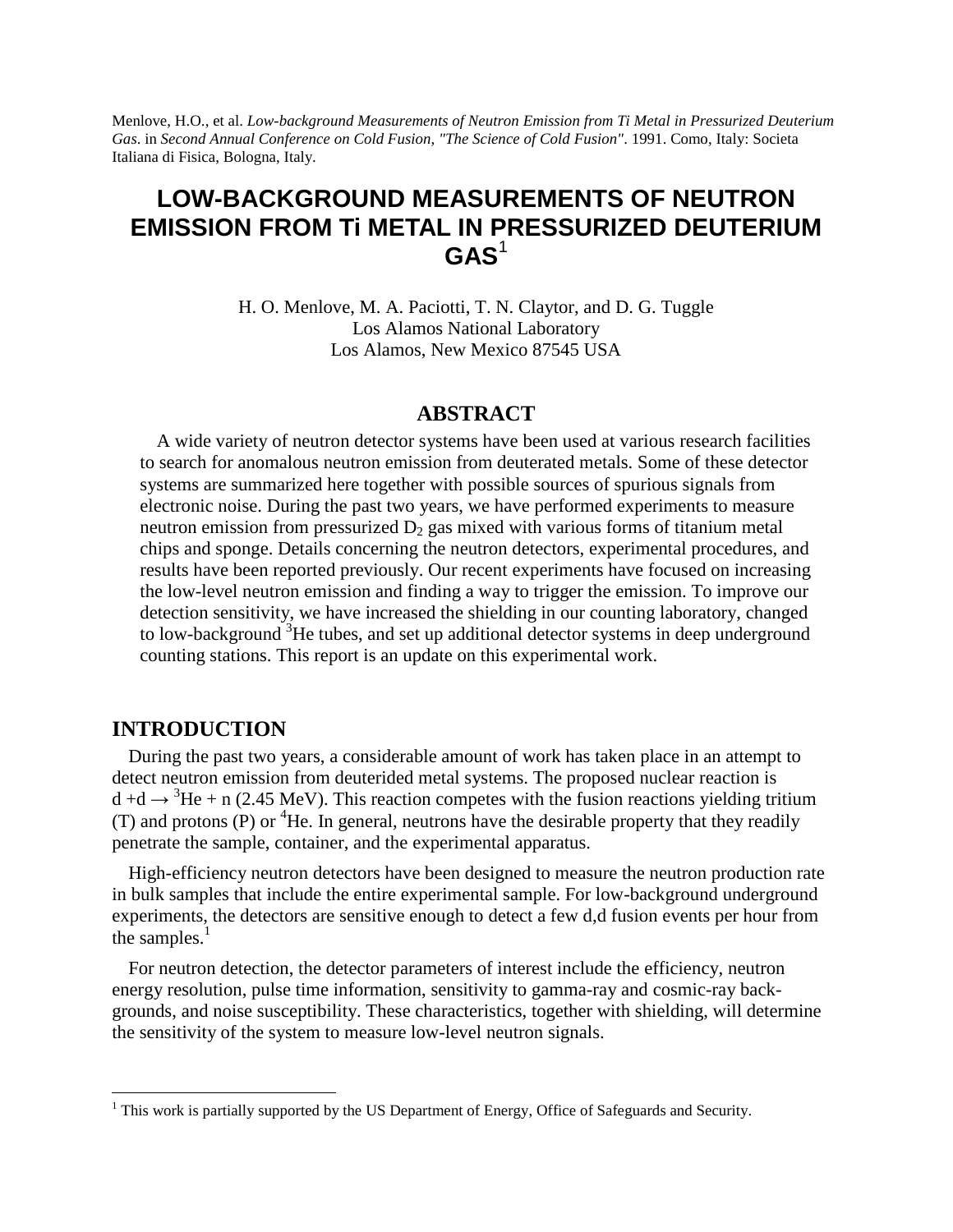Menlove, H.O., et al. *Low-background Measurements of Neutron Emission from Ti Metal in Pressurized Deuterium Gas*. in *Second Annual Conference on Cold Fusion, "The Science of Cold Fusion"*. 1991. Como, Italy: Societa Italiana di Fisica, Bologna, Italy.

# LOW-BACKGROUND MEASUREMENTS OF NEUTRON EMISSION FROM Ti METAL IN PRESSURIZED DEUTERIUM GAS[1]

H. O. Menlove, M. A. Paciotti, T. N. Claytor, and D. G. Tuggle
Los Alamos National Laboratory
Los Alamos, New Mexico 87545 USA

## ABSTRACT

A wide variety of neutron detector systems have been used at various research facilities to search for anomalous neutron emission from deuterated metals. Some of these detector systems are summarized here together with possible sources of spurious signals from electronic noise. During the past two years, we have performed experiments to measure neutron emission from pressurized $D_2$ gas mixed with various forms of titanium metal chips and sponge. Details concerning the neutron detectors, experimental procedures, and results have been reported previously. Our recent experiments have focused on increasing the low-level neutron emission and finding a way to trigger the emission. To improve our detection sensitivity, we have increased the shielding in our counting laboratory, changed to low-background $^3$He tubes, and set up additional detector systems in deep underground counting stations. This report is an update on this experimental work.

## INTRODUCTION

During the past two years, a considerable amount of work has taken place in an attempt to detect neutron emission from deuterided metal systems. The proposed nuclear reaction is $d + d \rightarrow {}^3He + n$ (2.45 MeV). This reaction competes with the fusion reactions yielding tritium (T) and protons (P) or $^4$He. In general, neutrons have the desirable property that they readily penetrate the sample, container, and the experimental apparatus.

High-efficiency neutron detectors have been designed to measure the neutron production rate in bulk samples that include the entire experimental sample. For low-background underground experiments, the detectors are sensitive enough to detect a few d,d fusion events per hour from the samples.[1]

For neutron detection, the detector parameters of interest include the efficiency, neutron energy resolution, pulse time information, sensitivity to gamma-ray and cosmic-ray backgrounds, and noise susceptibility. These characteristics, together with shielding, will determine the sensitivity of the system to measure low-level neutron signals.

---

[1] This work is partially supported by the US Department of Energy, Office of Safeguards and Security.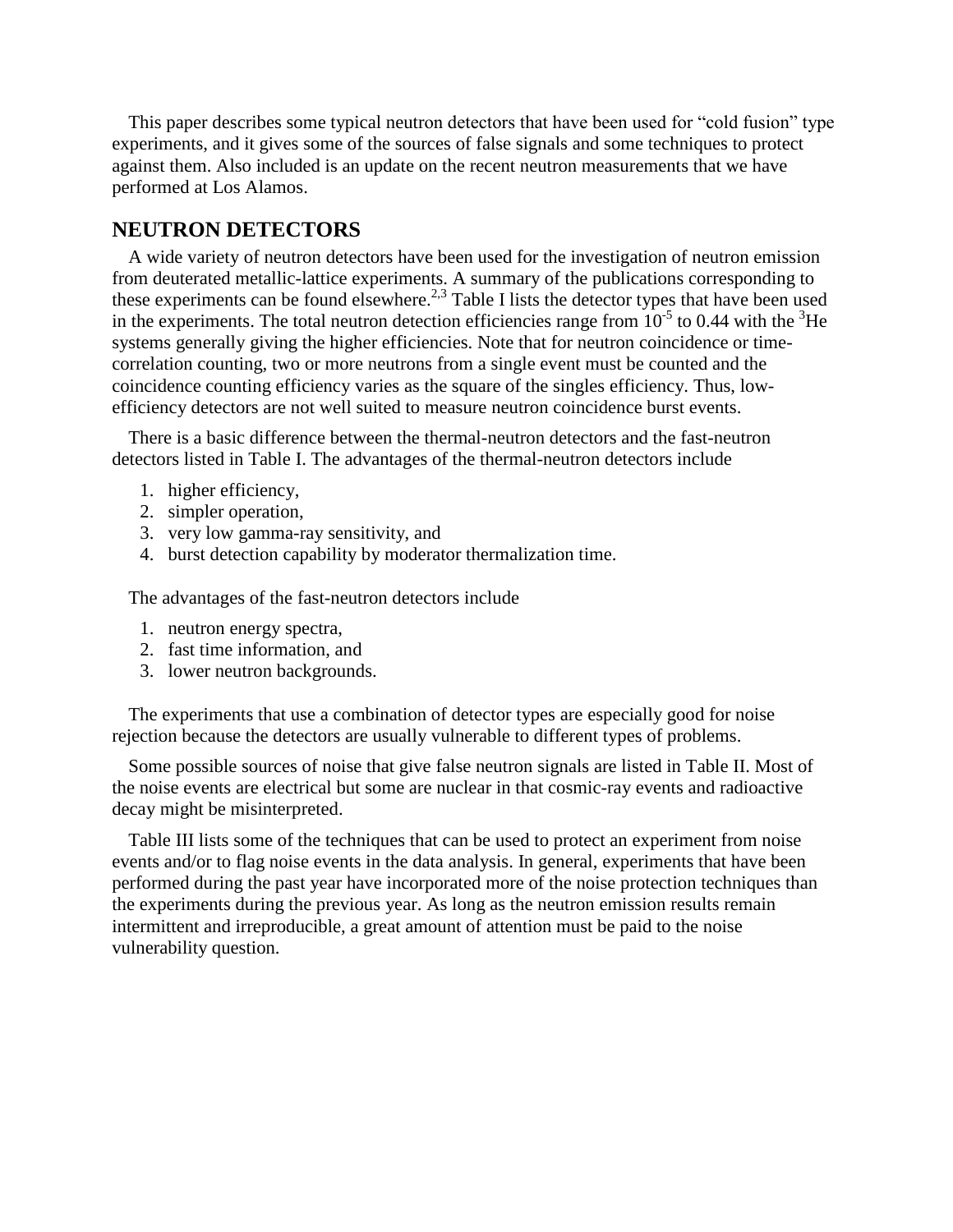This paper describes some typical neutron detectors that have been used for "cold fusion" type experiments, and it gives some of the sources of false signals and some techniques to protect against them. Also included is an update on the recent neutron measurements that we have performed at Los Alamos.

## NEUTRON DETECTORS

A wide variety of neutron detectors have been used for the investigation of neutron emission from deuterated metallic-lattice experiments. A summary of the publications corresponding to these experiments can be found elsewhere.[2,3] Table I lists the detector types that have been used in the experiments. The total neutron detection efficiencies range from $10^{-5}$ to 0.44 with the $^{3}$He systems generally giving the higher efficiencies. Note that for neutron coincidence or time-correlation counting, two or more neutrons from a single event must be counted and the coincidence counting efficiency varies as the square of the singles efficiency. Thus, low-efficiency detectors are not well suited to measure neutron coincidence burst events.

There is a basic difference between the thermal-neutron detectors and the fast-neutron detectors listed in Table I. The advantages of the thermal-neutron detectors include

1. higher efficiency,
2. simpler operation,
3. very low gamma-ray sensitivity, and
4. burst detection capability by moderator thermalization time.

The advantages of the fast-neutron detectors include

1. neutron energy spectra,
2. fast time information, and
3. lower neutron backgrounds.

The experiments that use a combination of detector types are especially good for noise rejection because the detectors are usually vulnerable to different types of problems.

Some possible sources of noise that give false neutron signals are listed in Table II. Most of the noise events are electrical but some are nuclear in that cosmic-ray events and radioactive decay might be misinterpreted.

Table III lists some of the techniques that can be used to protect an experiment from noise events and/or to flag noise events in the data analysis. In general, experiments that have been performed during the past year have incorporated more of the noise protection techniques than the experiments during the previous year. As long as the neutron emission results remain intermittent and irreproducible, a great amount of attention must be paid to the noise vulnerability question.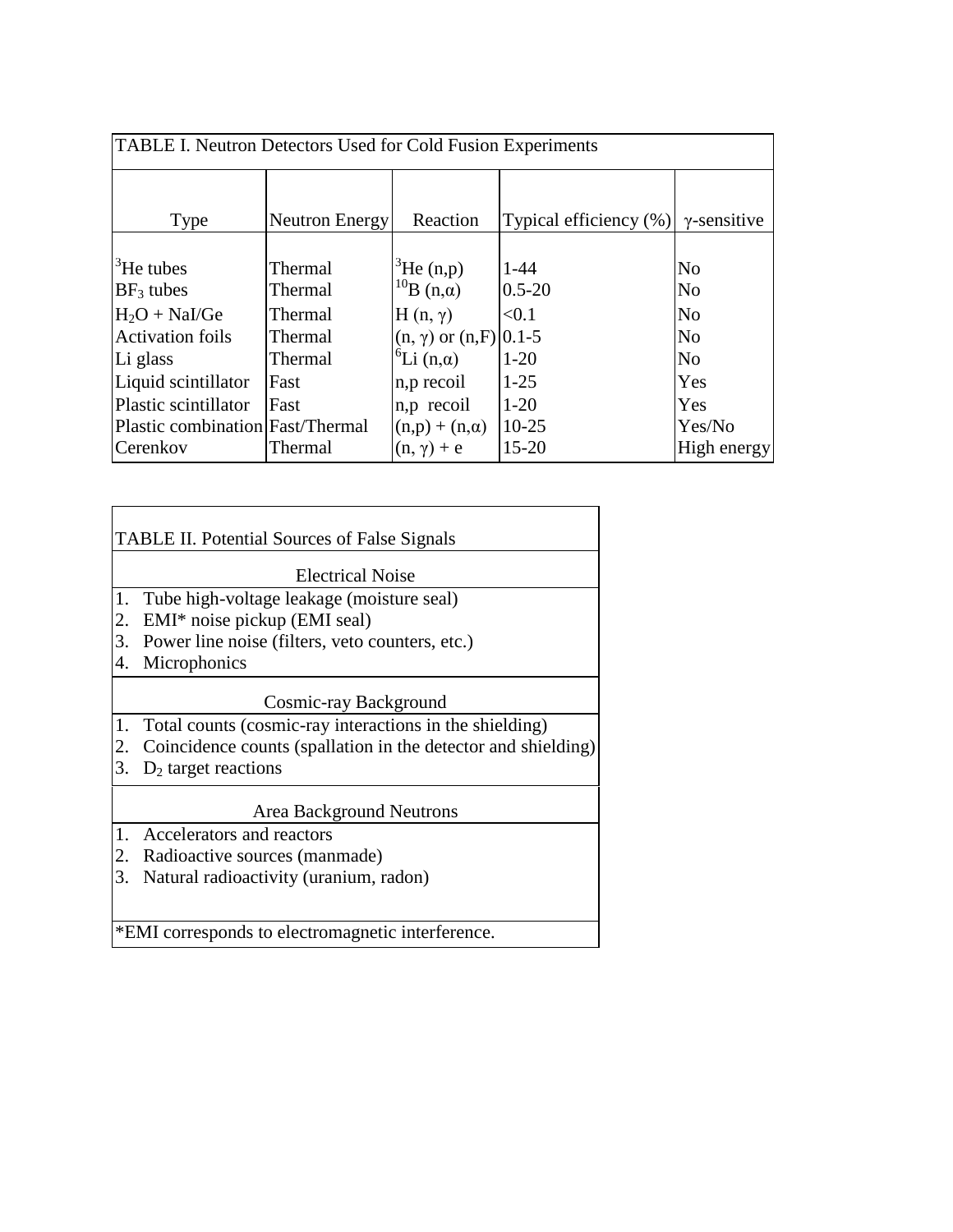TABLE I. Neutron Detectors Used for Cold Fusion Experiments

| Type | Neutron Energy | Reaction | Typical efficiency (%) | γ-sensitive |
|---|---|---|---|---|
| $^3$He tubes | Thermal | $^3$He (n,p) | 1-44 | No |
| $BF_3$ tubes | Thermal | $^{10}$B (n,α) | 0.5-20 | No |
| $H_2O$ + NaI/Ge | Thermal | H (n, γ) | <0.1 | No |
| Activation foils | Thermal | (n, γ) or (n,F) | 0.1-5 | No |
| Li glass | Thermal | $^6$Li (n,α) | 1-20 | No |
| Liquid scintillator | Fast | n,p recoil | 1-25 | Yes |
| Plastic scintillator | Fast | n,p recoil | 1-20 | Yes |
| Plastic combination | Fast/Thermal | (n,p) + (n,α) | 10-25 | Yes/No |
| Cerenkov | Thermal | (n, γ) + e | 15-20 | High energy |

TABLE II. Potential Sources of False Signals

Electrical Noise

1. Tube high-voltage leakage (moisture seal)
2. EMI* noise pickup (EMI seal)
3. Power line noise (filters, veto counters, etc.)
4. Microphonics

Cosmic-ray Background

1. Total counts (cosmic-ray interactions in the shielding)
2. Coincidence counts (spallation in the detector and shielding)
3. $D_2$ target reactions

Area Background Neutrons

1. Accelerators and reactors
2. Radioactive sources (manmade)
3. Natural radioactivity (uranium, radon)

*EMI corresponds to electromagnetic interference.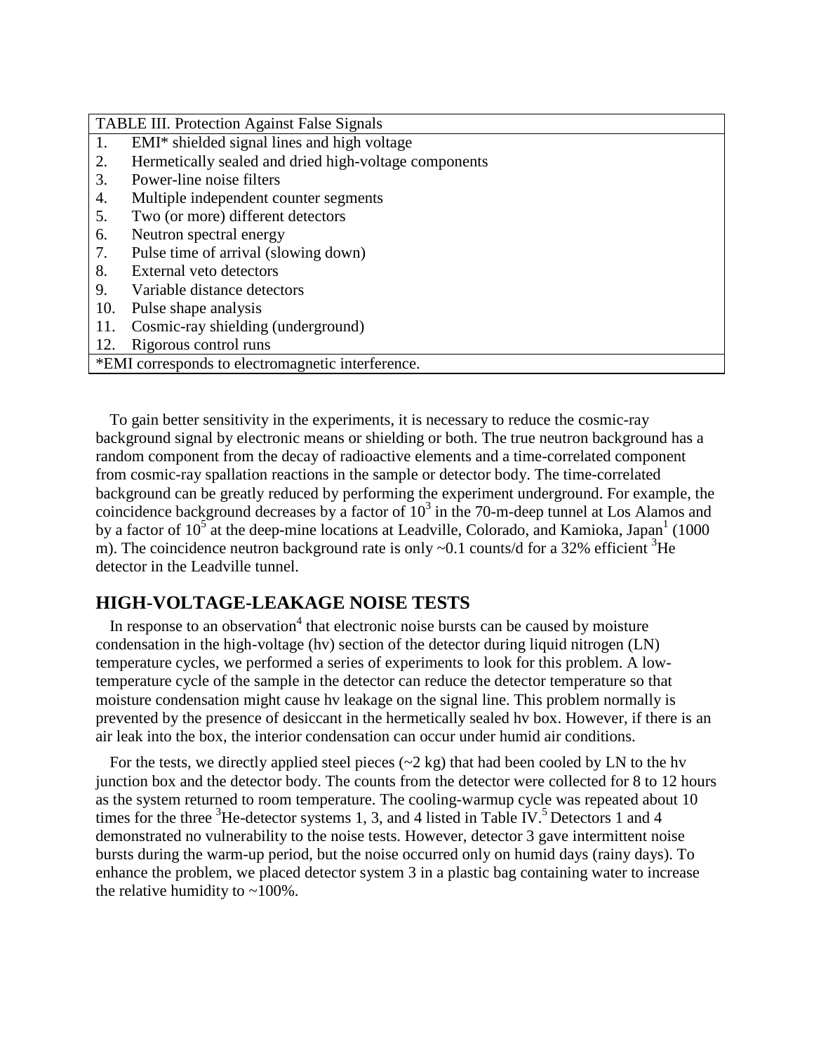| TABLE III. Protection Against False Signals | |
|---|---|
| 1. | EMI* shielded signal lines and high voltage |
| 2. | Hermetically sealed and dried high-voltage components |
| 3. | Power-line noise filters |
| 4. | Multiple independent counter segments |
| 5. | Two (or more) different detectors |
| 6. | Neutron spectral energy |
| 7. | Pulse time of arrival (slowing down) |
| 8. | External veto detectors |
| 9. | Variable distance detectors |
| 10. | Pulse shape analysis |
| 11. | Cosmic-ray shielding (underground) |
| 12. | Rigorous control runs |
| *EMI corresponds to electromagnetic interference. | |

To gain better sensitivity in the experiments, it is necessary to reduce the cosmic-ray background signal by electronic means or shielding or both. The true neutron background has a random component from the decay of radioactive elements and a time-correlated component from cosmic-ray spallation reactions in the sample or detector body. The time-correlated background can be greatly reduced by performing the experiment underground. For example, the coincidence background decreases by a factor of $10^3$ in the 70-m-deep tunnel at Los Alamos and by a factor of $10^5$ at the deep-mine locations at Leadville, Colorado, and Kamioka, Japan[1] (1000 m). The coincidence neutron background rate is only ~0.1 counts/d for a 32% efficient $^3$He detector in the Leadville tunnel.

## HIGH-VOLTAGE-LEAKAGE NOISE TESTS

In response to an observation[4] that electronic noise bursts can be caused by moisture condensation in the high-voltage (hv) section of the detector during liquid nitrogen (LN) temperature cycles, we performed a series of experiments to look for this problem. A low-temperature cycle of the sample in the detector can reduce the detector temperature so that moisture condensation might cause hv leakage on the signal line. This problem normally is prevented by the presence of desiccant in the hermetically sealed hv box. However, if there is an air leak into the box, the interior condensation can occur under humid air conditions.

For the tests, we directly applied steel pieces (~2 kg) that had been cooled by LN to the hv junction box and the detector body. The counts from the detector were collected for 8 to 12 hours as the system returned to room temperature. The cooling-warmup cycle was repeated about 10 times for the three $^3$He-detector systems 1, 3, and 4 listed in Table IV.[5] Detectors 1 and 4 demonstrated no vulnerability to the noise tests. However, detector 3 gave intermittent noise bursts during the warm-up period, but the noise occurred only on humid days (rainy days). To enhance the problem, we placed detector system 3 in a plastic bag containing water to increase the relative humidity to ~100%.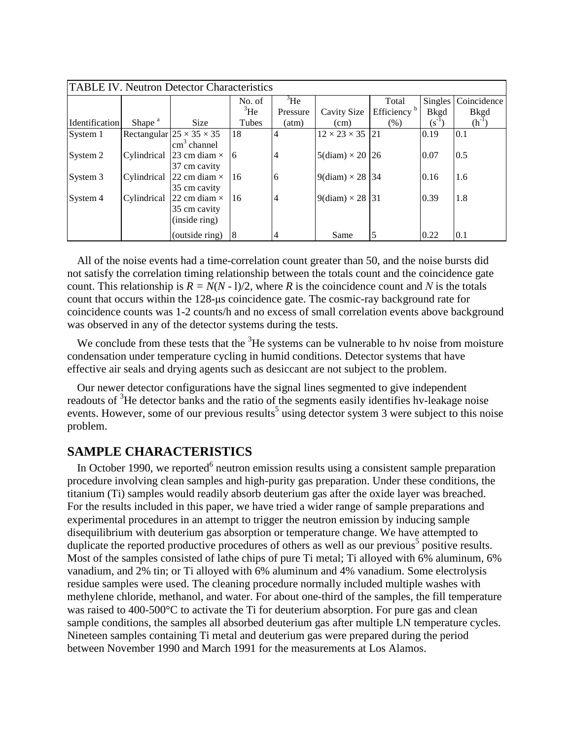TABLE IV. Neutron Detector Characteristics

| Identification | Shape [a] | Size | No. of $^3$He Tubes | $^3$He Pressure (atm) | Cavity Size (cm) | Total Efficiency [b] (%) | Singles Bkgd ($s^{-1}$) | Coincidence Bkgd ($h^{-1}$) |
|---|---|---|---|---|---|---|---|---|
| System 1 | Rectangular | $25 \times 35 \times 35$ $cm^3$ channel | 18 | 4 | $12 \times 23 \times 35$ | 21 | 0.19 | 0.1 |
| System 2 | Cylindrical | 23 cm diam × 37 cm cavity | 6 | 4 | 5(diam) × 20 | 26 | 0.07 | 0.5 |
| System 3 | Cylindrical | 22 cm diam × 35 cm cavity | 16 | 6 | 9(diam) × 28 | 34 | 0.16 | 1.6 |
| System 4 | Cylindrical | 22 cm diam × 35 cm cavity (inside ring) | 16 | 4 | 9(diam) × 28 | 31 | 0.39 | 1.8 |
| | | (outside ring) | 8 | 4 | Same | 5 | 0.22 | 0.1 |

All of the noise events had a time-correlation count greater than 50, and the noise bursts did not satisfy the correlation timing relationship between the totals count and the coincidence gate count. This relationship is $R = N(N - 1)/2$, where $R$ is the coincidence count and $N$ is the totals count that occurs within the 128-μs coincidence gate. The cosmic-ray background rate for coincidence counts was 1-2 counts/h and no excess of small correlation events above background was observed in any of the detector systems during the tests.

We conclude from these tests that the $^3$He systems can be vulnerable to hv noise from moisture condensation under temperature cycling in humid conditions. Detector systems that have effective air seals and drying agents such as desiccant are not subject to the problem.

Our newer detector configurations have the signal lines segmented to give independent readouts of $^3$He detector banks and the ratio of the segments easily identifies hv-leakage noise events. However, some of our previous results[5] using detector system 3 were subject to this noise problem.

## SAMPLE CHARACTERISTICS

In October 1990, we reported[6] neutron emission results using a consistent sample preparation procedure involving clean samples and high-purity gas preparation. Under these conditions, the titanium (Ti) samples would readily absorb deuterium gas after the oxide layer was breached. For the results included in this paper, we have tried a wider range of sample preparations and experimental procedures in an attempt to trigger the neutron emission by inducing sample disequilibrium with deuterium gas absorption or temperature change. We have attempted to duplicate the reported productive procedures of others as well as our previous[5] positive results. Most of the samples consisted of lathe chips of pure Ti metal; Ti alloyed with 6% aluminum, 6% vanadium, and 2% tin; or Ti alloyed with 6% aluminum and 4% vanadium. Some electrolysis residue samples were used. The cleaning procedure normally included multiple washes with methylene chloride, methanol, and water. For about one-third of the samples, the fill temperature was raised to 400-500°C to activate the Ti for deuterium absorption. For pure gas and clean sample conditions, the samples all absorbed deuterium gas after multiple LN temperature cycles. Nineteen samples containing Ti metal and deuterium gas were prepared during the period between November 1990 and March 1991 for the measurements at Los Alamos.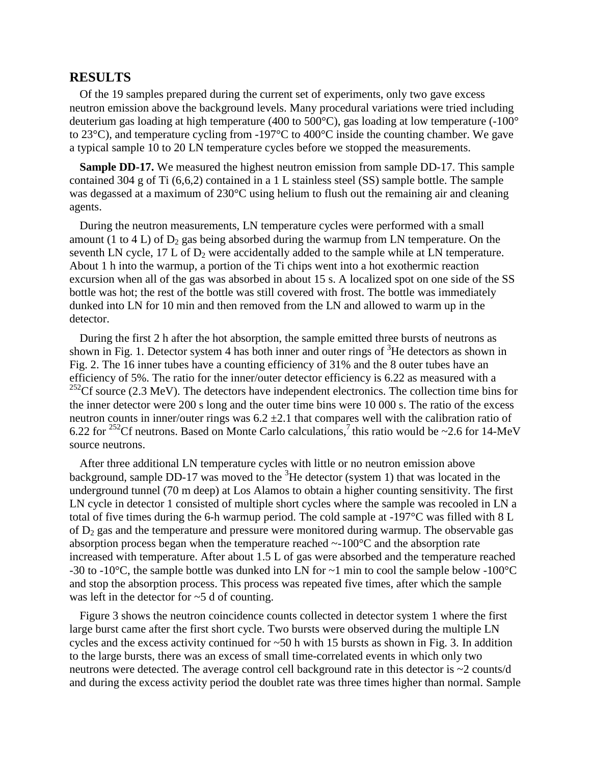## RESULTS

Of the 19 samples prepared during the current set of experiments, only two gave excess neutron emission above the background levels. Many procedural variations were tried including deuterium gas loading at high temperature (400 to 500°C), gas loading at low temperature (-100° to 23°C), and temperature cycling from -197°C to 400°C inside the counting chamber. We gave a typical sample 10 to 20 LN temperature cycles before we stopped the measurements.

**Sample DD-17.** We measured the highest neutron emission from sample DD-17. This sample contained 304 g of Ti (6,6,2) contained in a 1 L stainless steel (SS) sample bottle. The sample was degassed at a maximum of 230°C using helium to flush out the remaining air and cleaning agents.

During the neutron measurements, LN temperature cycles were performed with a small amount (1 to 4 L) of $D_2$ gas being absorbed during the warmup from LN temperature. On the seventh LN cycle, 17 L of $D_2$ were accidentally added to the sample while at LN temperature. About 1 h into the warmup, a portion of the Ti chips went into a hot exothermic reaction excursion when all of the gas was absorbed in about 15 s. A localized spot on one side of the SS bottle was hot; the rest of the bottle was still covered with frost. The bottle was immediately dunked into LN for 10 min and then removed from the LN and allowed to warm up in the detector.

During the first 2 h after the hot absorption, the sample emitted three bursts of neutrons as shown in Fig. 1. Detector system 4 has both inner and outer rings of $^{3}He$ detectors as shown in Fig. 2. The 16 inner tubes have a counting efficiency of 31% and the 8 outer tubes have an efficiency of 5%. The ratio for the inner/outer detector efficiency is 6.22 as measured with a $^{252}Cf$ source (2.3 MeV). The detectors have independent electronics. The collection time bins for the inner detector were 200 s long and the outer time bins were 10 000 s. The ratio of the excess neutron counts in inner/outer rings was 6.2 ±2.1 that compares well with the calibration ratio of 6.22 for $^{252}Cf$ neutrons. Based on Monte Carlo calculations,[7] this ratio would be ~2.6 for 14-MeV source neutrons.

After three additional LN temperature cycles with little or no neutron emission above background, sample DD-17 was moved to the $^{3}He$ detector (system 1) that was located in the underground tunnel (70 m deep) at Los Alamos to obtain a higher counting sensitivity. The first LN cycle in detector 1 consisted of multiple short cycles where the sample was recooled in LN a total of five times during the 6-h warmup period. The cold sample at -197°C was filled with 8 L of $D_2$ gas and the temperature and pressure were monitored during warmup. The observable gas absorption process began when the temperature reached ~-100°C and the absorption rate increased with temperature. After about 1.5 L of gas were absorbed and the temperature reached -30 to -10°C, the sample bottle was dunked into LN for ~1 min to cool the sample below -100°C and stop the absorption process. This process was repeated five times, after which the sample was left in the detector for ~5 d of counting.

Figure 3 shows the neutron coincidence counts collected in detector system 1 where the first large burst came after the first short cycle. Two bursts were observed during the multiple LN cycles and the excess activity continued for ~50 h with 15 bursts as shown in Fig. 3. In addition to the large bursts, there was an excess of small time-correlated events in which only two neutrons were detected. The average control cell background rate in this detector is ~2 counts/d and during the excess activity period the doublet rate was three times higher than normal. Sample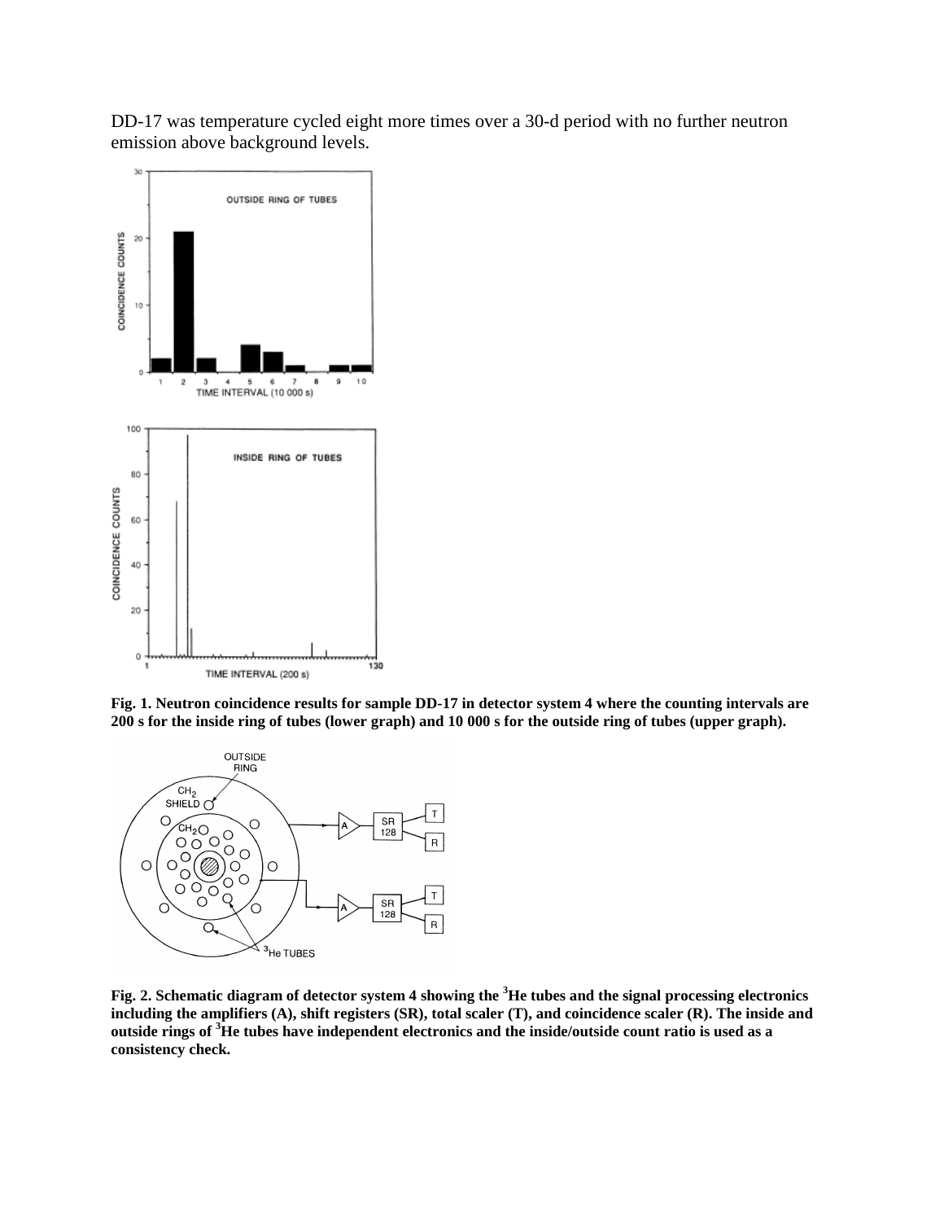DD-17 was temperature cycled eight more times over a 30-d period with no further neutron emission above background levels.

**Fig. 1. Neutron coincidence results for sample DD-17 in detector system 4 where the counting intervals are 200 s for the inside ring of tubes (lower graph) and 10 000 s for the outside ring of tubes (upper graph).**

**Fig. 2. Schematic diagram of detector system 4 showing the $^{3}$He tubes and the signal processing electronics including the amplifiers (A), shift registers (SR), total scaler (T), and coincidence scaler (R). The inside and outside rings of $^{3}$He tubes have independent electronics and the inside/outside count ratio is used as a consistency check.**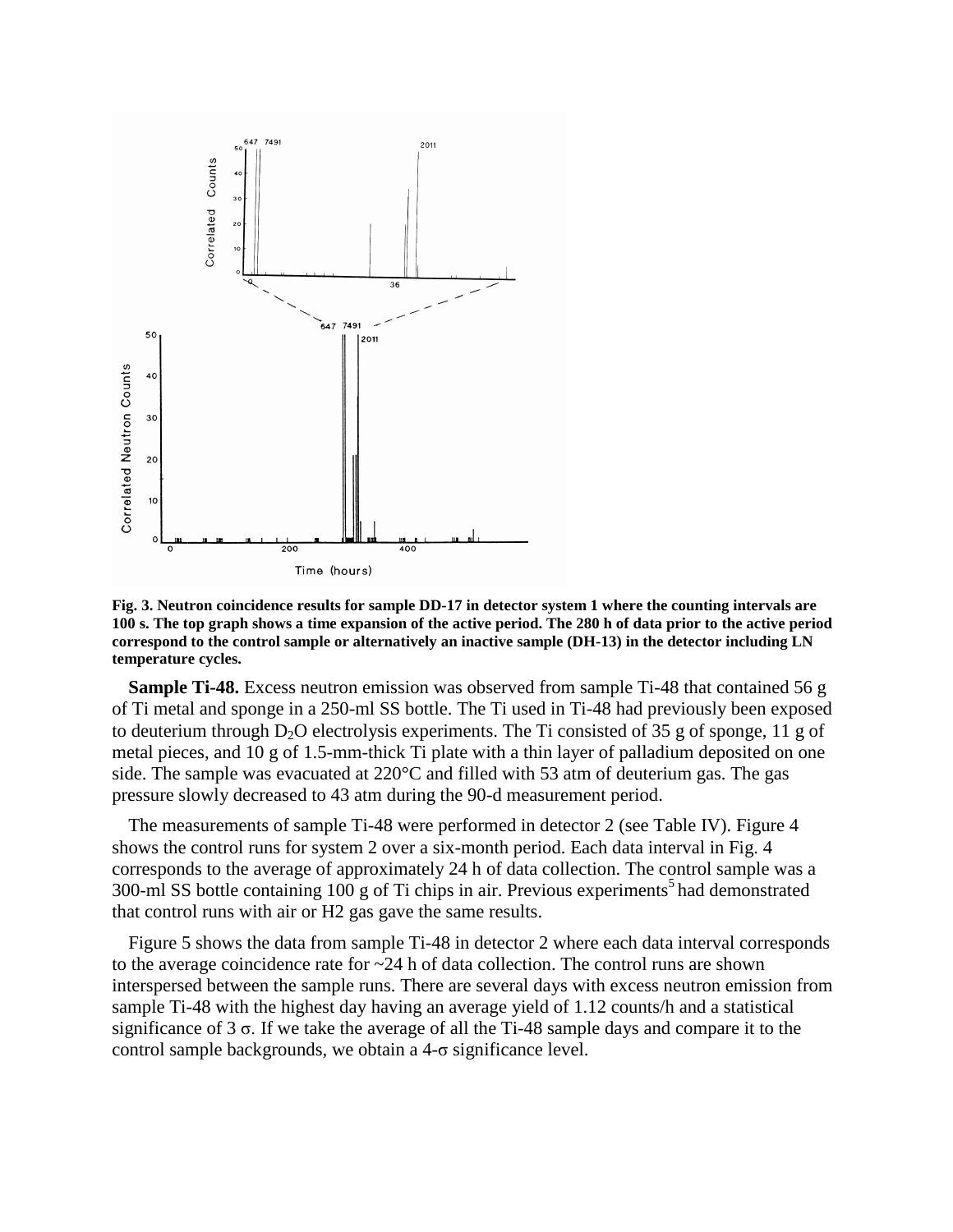**Fig. 3. Neutron coincidence results for sample DD-17 in detector system 1 where the counting intervals are 100 s. The top graph shows a time expansion of the active period. The 280 h of data prior to the active period correspond to the control sample or alternatively an inactive sample (DH-13) in the detector including LN temperature cycles.**

**Sample Ti-48.** Excess neutron emission was observed from sample Ti-48 that contained 56 g of Ti metal and sponge in a 250-ml SS bottle. The Ti used in Ti-48 had previously been exposed to deuterium through $D_2O$ electrolysis experiments. The Ti consisted of 35 g of sponge, 11 g of metal pieces, and 10 g of 1.5-mm-thick Ti plate with a thin layer of palladium deposited on one side. The sample was evacuated at 220°C and filled with 53 atm of deuterium gas. The gas pressure slowly decreased to 43 atm during the 90-d measurement period.

The measurements of sample Ti-48 were performed in detector 2 (see Table IV). Figure 4 shows the control runs for system 2 over a six-month period. Each data interval in Fig. 4 corresponds to the average of approximately 24 h of data collection. The control sample was a 300-ml SS bottle containing 100 g of Ti chips in air. Previous experiments[5] had demonstrated that control runs with air or H2 gas gave the same results.

Figure 5 shows the data from sample Ti-48 in detector 2 where each data interval corresponds to the average coincidence rate for ~24 h of data collection. The control runs are shown interspersed between the sample runs. There are several days with excess neutron emission from sample Ti-48 with the highest day having an average yield of 1.12 counts/h and a statistical significance of 3 $\sigma$. If we take the average of all the Ti-48 sample days and compare it to the control sample backgrounds, we obtain a 4-$\sigma$ significance level.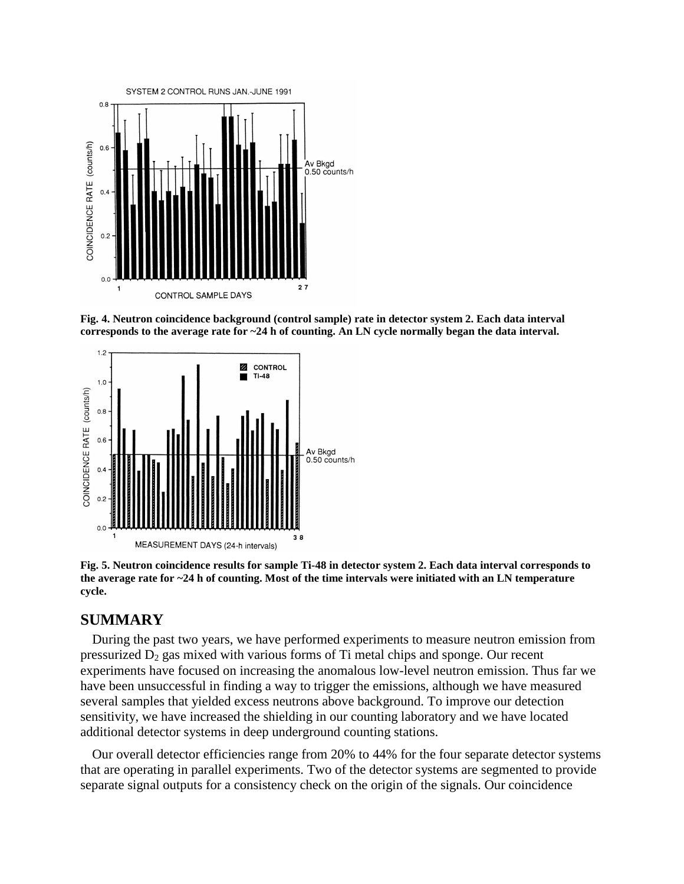**Fig. 4. Neutron coincidence background (control sample) rate in detector system 2. Each data interval corresponds to the average rate for ~24 h of counting. An LN cycle normally began the data interval.**

**Fig. 5. Neutron coincidence results for sample Ti-48 in detector system 2. Each data interval corresponds to the average rate for ~24 h of counting. Most of the time intervals were initiated with an LN temperature cycle.**

## SUMMARY

During the past two years, we have performed experiments to measure neutron emission from pressurized $D_2$ gas mixed with various forms of Ti metal chips and sponge. Our recent experiments have focused on increasing the anomalous low-level neutron emission. Thus far we have been unsuccessful in finding a way to trigger the emissions, although we have measured several samples that yielded excess neutrons above background. To improve our detection sensitivity, we have increased the shielding in our counting laboratory and we have located additional detector systems in deep underground counting stations.

Our overall detector efficiencies range from 20% to 44% for the four separate detector systems that are operating in parallel experiments. Two of the detector systems are segmented to provide separate signal outputs for a consistency check on the origin of the signals. Our coincidence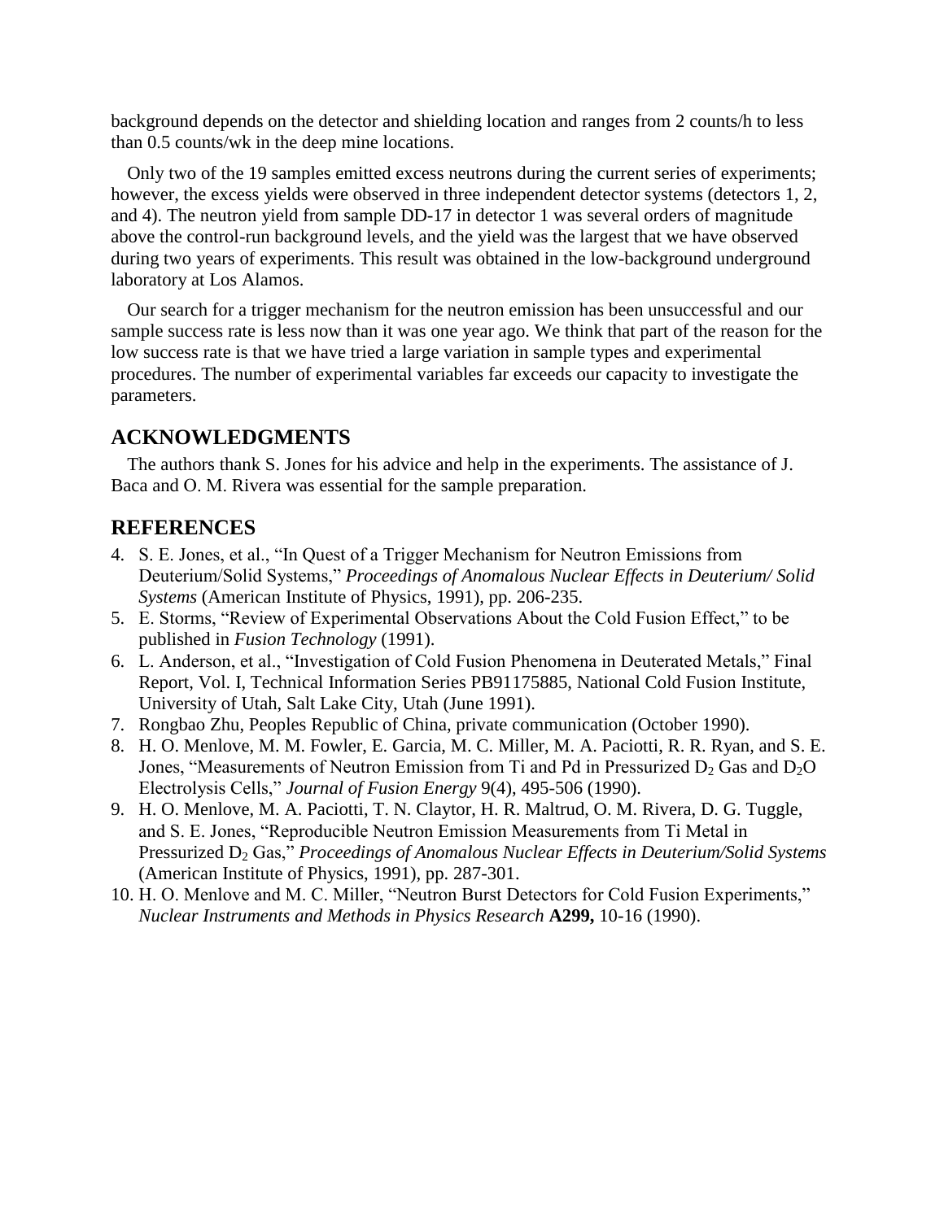background depends on the detector and shielding location and ranges from 2 counts/h to less than 0.5 counts/wk in the deep mine locations.

Only two of the 19 samples emitted excess neutrons during the current series of experiments; however, the excess yields were observed in three independent detector systems (detectors 1, 2, and 4). The neutron yield from sample DD-17 in detector 1 was several orders of magnitude above the control-run background levels, and the yield was the largest that we have observed during two years of experiments. This result was obtained in the low-background underground laboratory at Los Alamos.

Our search for a trigger mechanism for the neutron emission has been unsuccessful and our sample success rate is less now than it was one year ago. We think that part of the reason for the low success rate is that we have tried a large variation in sample types and experimental procedures. The number of experimental variables far exceeds our capacity to investigate the parameters.

## ACKNOWLEDGMENTS

The authors thank S. Jones for his advice and help in the experiments. The assistance of J. Baca and O. M. Rivera was essential for the sample preparation.

## REFERENCES

4. S. E. Jones, et al., "In Quest of a Trigger Mechanism for Neutron Emissions from Deuterium/Solid Systems," *Proceedings of Anomalous Nuclear Effects in Deuterium/ Solid Systems* (American Institute of Physics, 1991), pp. 206-235.
5. E. Storms, "Review of Experimental Observations About the Cold Fusion Effect," to be published in *Fusion Technology* (1991).
6. L. Anderson, et al., "Investigation of Cold Fusion Phenomena in Deuterated Metals," Final Report, Vol. I, Technical Information Series PB91175885, National Cold Fusion Institute, University of Utah, Salt Lake City, Utah (June 1991).
7. Rongbao Zhu, Peoples Republic of China, private communication (October 1990).
8. H. O. Menlove, M. M. Fowler, E. Garcia, M. C. Miller, M. A. Paciotti, R. R. Ryan, and S. E. Jones, "Measurements of Neutron Emission from Ti and Pd in Pressurized $D_2$ Gas and $D_2O$ Electrolysis Cells," *Journal of Fusion Energy* 9(4), 495-506 (1990).
9. H. O. Menlove, M. A. Paciotti, T. N. Claytor, H. R. Maltrud, O. M. Rivera, D. G. Tuggle, and S. E. Jones, "Reproducible Neutron Emission Measurements from Ti Metal in Pressurized $D_2$ Gas," *Proceedings of Anomalous Nuclear Effects in Deuterium/Solid Systems* (American Institute of Physics, 1991), pp. 287-301.
10. H. O. Menlove and M. C. Miller, "Neutron Burst Detectors for Cold Fusion Experiments," *Nuclear Instruments and Methods in Physics Research* **A299,** 10-16 (1990).